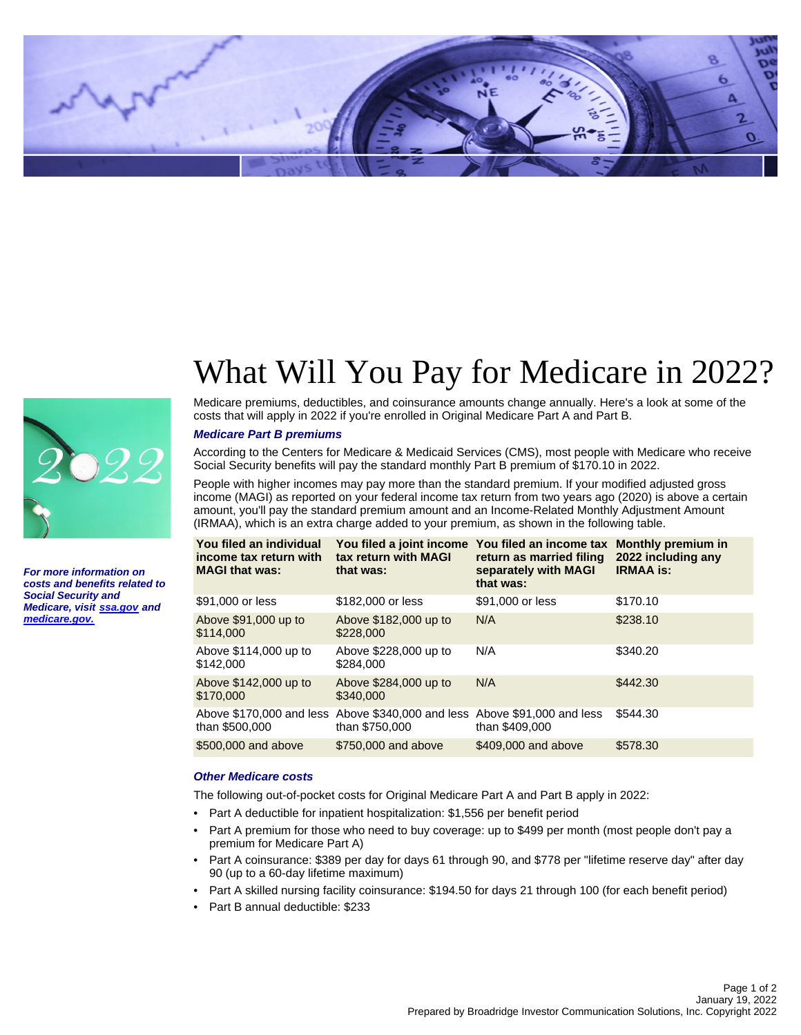# What Will You Pay for Medicare in 2022?

***For more information on costs and benefits related to Social Security and Medicare, visit [ssa.gov](ssa.gov) and [medicare.gov](medicare.gov).***

Medicare premiums, deductibles, and coinsurance amounts change annually. Here's a look at some of the costs that will apply in 2022 if you're enrolled in Original Medicare Part A and Part B.

### *Medicare Part B premiums*

According to the Centers for Medicare & Medicaid Services (CMS), most people with Medicare who receive Social Security benefits will pay the standard monthly Part B premium of $170.10 in 2022.

People with higher incomes may pay more than the standard premium. If your modified adjusted gross income (MAGI) as reported on your federal income tax return from two years ago (2020) is above a certain amount, you'll pay the standard premium amount and an Income-Related Monthly Adjustment Amount (IRMAA), which is an extra charge added to your premium, as shown in the following table.

| You filed an individual income tax return with MAGI that was: | You filed a joint income tax return with MAGI that was: | You filed an income tax return as married filing separately with MAGI that was: | Monthly premium in 2022 including any IRMAA is: |
|---|---|---|---|
| $91,000 or less | $182,000 or less | $91,000 or less | $170.10 |
| Above $91,000 up to $114,000 | Above $182,000 up to $228,000 | N/A | $238.10 |
| Above $114,000 up to $142,000 | Above $228,000 up to $284,000 | N/A | $340.20 |
| Above $142,000 up to $170,000 | Above $284,000 up to $340,000 | N/A | $442.30 |
| Above $170,000 and less than $500,000 | Above $340,000 and less than $750,000 | Above $91,000 and less than $409,000 | $544.30 |
| $500,000 and above | $750,000 and above | $409,000 and above | $578.30 |

### *Other Medicare costs*

The following out-of-pocket costs for Original Medicare Part A and Part B apply in 2022:

- Part A deductible for inpatient hospitalization: $1,556 per benefit period
- Part A premium for those who need to buy coverage: up to $499 per month (most people don't pay a premium for Medicare Part A)
- Part A coinsurance: $389 per day for days 61 through 90, and $778 per "lifetime reserve day" after day 90 (up to a 60-day lifetime maximum)
- Part A skilled nursing facility coinsurance: $194.50 for days 21 through 100 (for each benefit period)
- Part B annual deductible: $233

January 19, 2022
Prepared by Broadridge Investor Communication Solutions, Inc. Copyright 2022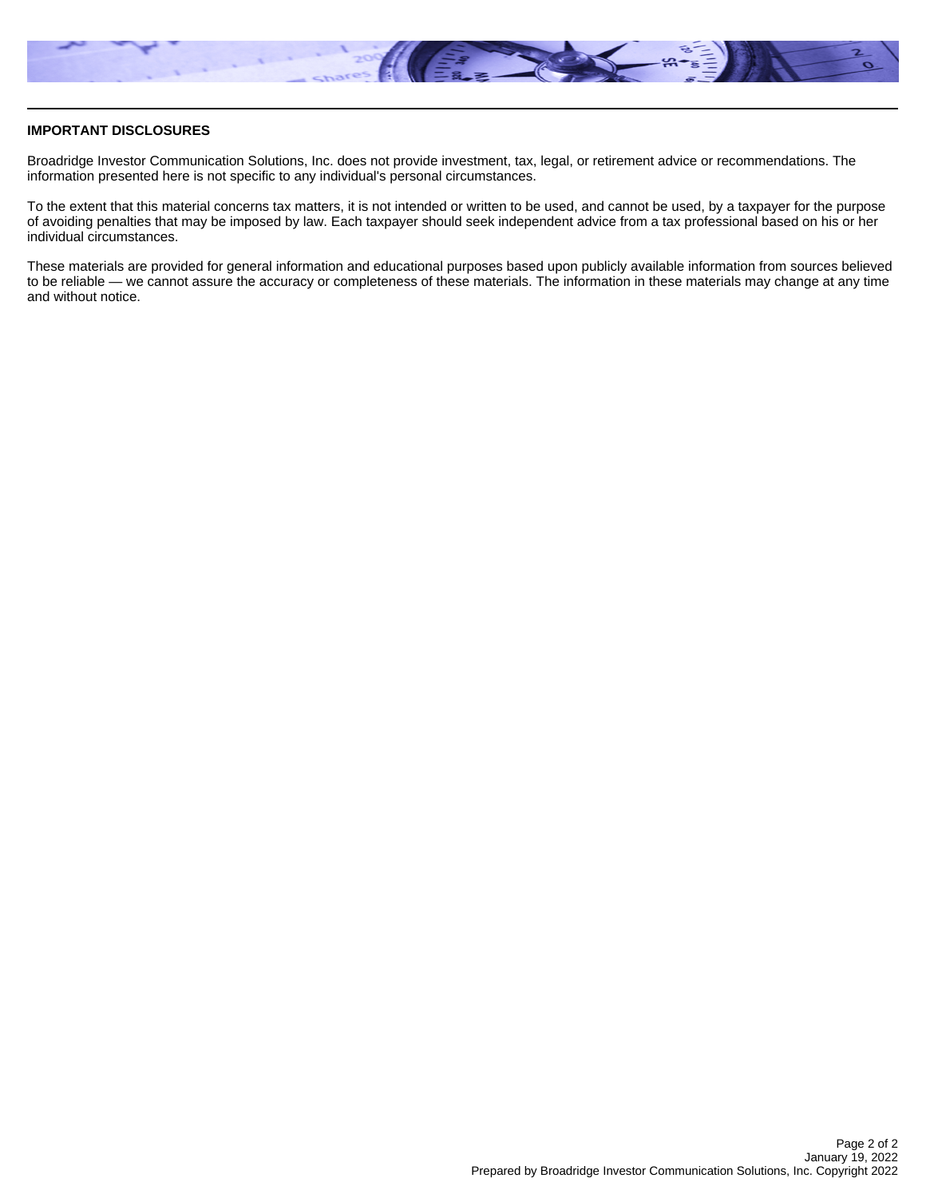**IMPORTANT DISCLOSURES**

Broadridge Investor Communication Solutions, Inc. does not provide investment, tax, legal, or retirement advice or recommendations. The information presented here is not specific to any individual's personal circumstances.

To the extent that this material concerns tax matters, it is not intended or written to be used, and cannot be used, by a taxpayer for the purpose of avoiding penalties that may be imposed by law. Each taxpayer should seek independent advice from a tax professional based on his or her individual circumstances.

These materials are provided for general information and educational purposes based upon publicly available information from sources believed to be reliable — we cannot assure the accuracy or completeness of these materials. The information in these materials may change at any time and without notice.

January 19, 2022
Prepared by Broadridge Investor Communication Solutions, Inc. Copyright 2022